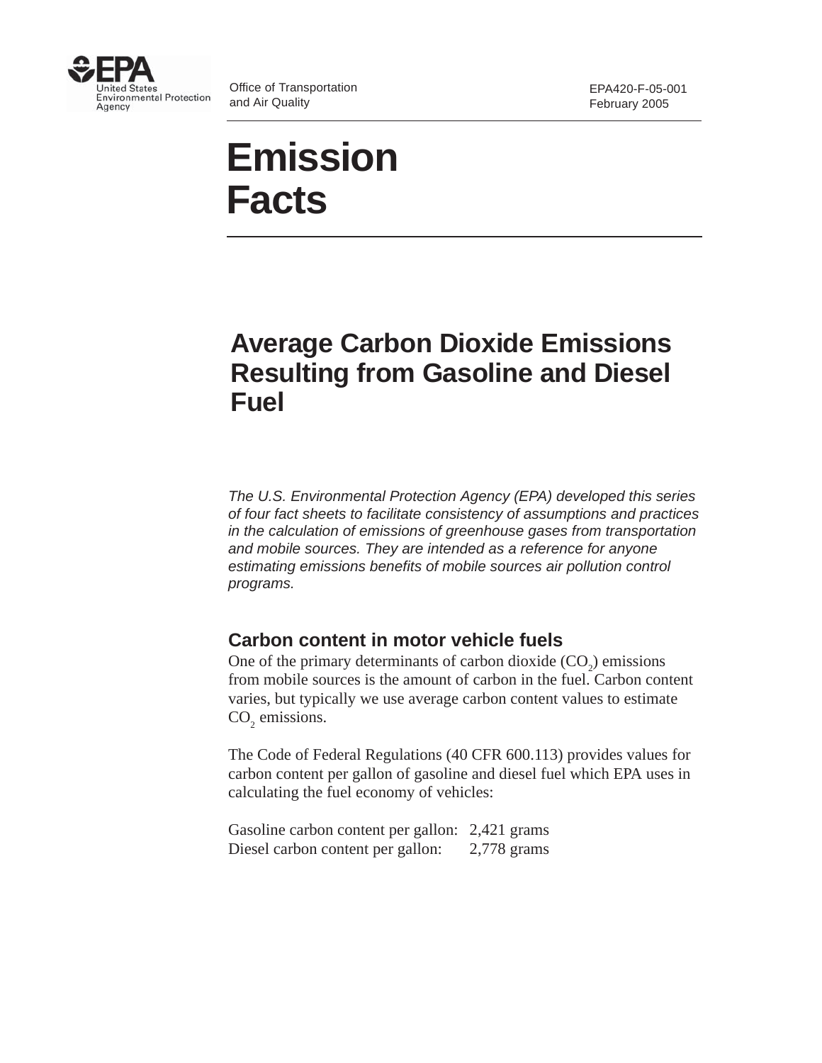United States Environmental Protection Agency

Office of Transportation and Air Quality

EPA420-F-05-001
February 2005

# Emission Facts

## Average Carbon Dioxide Emissions Resulting from Gasoline and Diesel Fuel

*The U.S. Environmental Protection Agency (EPA) developed this series of four fact sheets to facilitate consistency of assumptions and practices in the calculation of emissions of greenhouse gases from transportation and mobile sources. They are intended as a reference for anyone estimating emissions benefits of mobile sources air pollution control programs.*

### Carbon content in motor vehicle fuels

One of the primary determinants of carbon dioxide ($CO_2$) emissions from mobile sources is the amount of carbon in the fuel. Carbon content varies, but typically we use average carbon content values to estimate $CO_2$ emissions.

The Code of Federal Regulations (40 CFR 600.113) provides values for carbon content per gallon of gasoline and diesel fuel which EPA uses in calculating the fuel economy of vehicles:

| | |
|---|---|
| Gasoline carbon content per gallon: | 2,421 grams |
| Diesel carbon content per gallon: | 2,778 grams |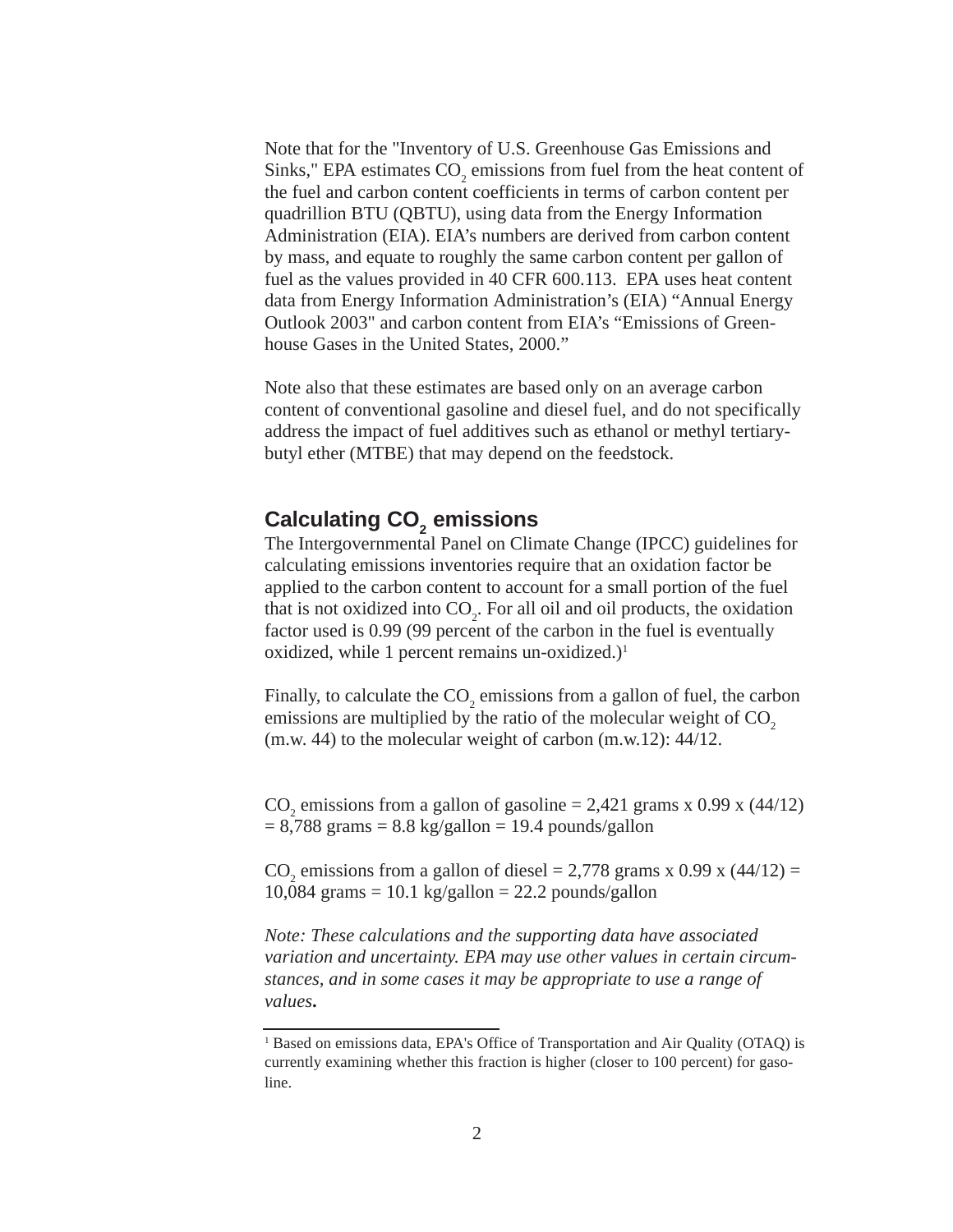Note that for the "Inventory of U.S. Greenhouse Gas Emissions and Sinks," EPA estimates $CO_2$ emissions from fuel from the heat content of the fuel and carbon content coefficients in terms of carbon content per quadrillion BTU (QBTU), using data from the Energy Information Administration (EIA). EIA's numbers are derived from carbon content by mass, and equate to roughly the same carbon content per gallon of fuel as the values provided in 40 CFR 600.113. EPA uses heat content data from Energy Information Administration's (EIA) "Annual Energy Outlook 2003" and carbon content from EIA's "Emissions of Greenhouse Gases in the United States, 2000."

Note also that these estimates are based only on an average carbon content of conventional gasoline and diesel fuel, and do not specifically address the impact of fuel additives such as ethanol or methyl tertiary-butyl ether (MTBE) that may depend on the feedstock.

## Calculating $CO_2$ emissions

The Intergovernmental Panel on Climate Change (IPCC) guidelines for calculating emissions inventories require that an oxidation factor be applied to the carbon content to account for a small portion of the fuel that is not oxidized into $CO_2$. For all oil and oil products, the oxidation factor used is 0.99 (99 percent of the carbon in the fuel is eventually oxidized, while 1 percent remains un-oxidized.)[1]

Finally, to calculate the $CO_2$ emissions from a gallon of fuel, the carbon emissions are multiplied by the ratio of the molecular weight of $CO_2$ (m.w. 44) to the molecular weight of carbon (m.w.12): 44/12.

$CO_2$ emissions from a gallon of gasoline = 2,421 grams x 0.99 x (44/12) = 8,788 grams = 8.8 kg/gallon = 19.4 pounds/gallon

$CO_2$ emissions from a gallon of diesel = 2,778 grams x 0.99 x (44/12) = 10,084 grams = 10.1 kg/gallon = 22.2 pounds/gallon

*Note: These calculations and the supporting data have associated variation and uncertainty. EPA may use other values in certain circumstances, and in some cases it may be appropriate to use a range of values.*

[1] Based on emissions data, EPA's Office of Transportation and Air Quality (OTAQ) is currently examining whether this fraction is higher (closer to 100 percent) for gasoline.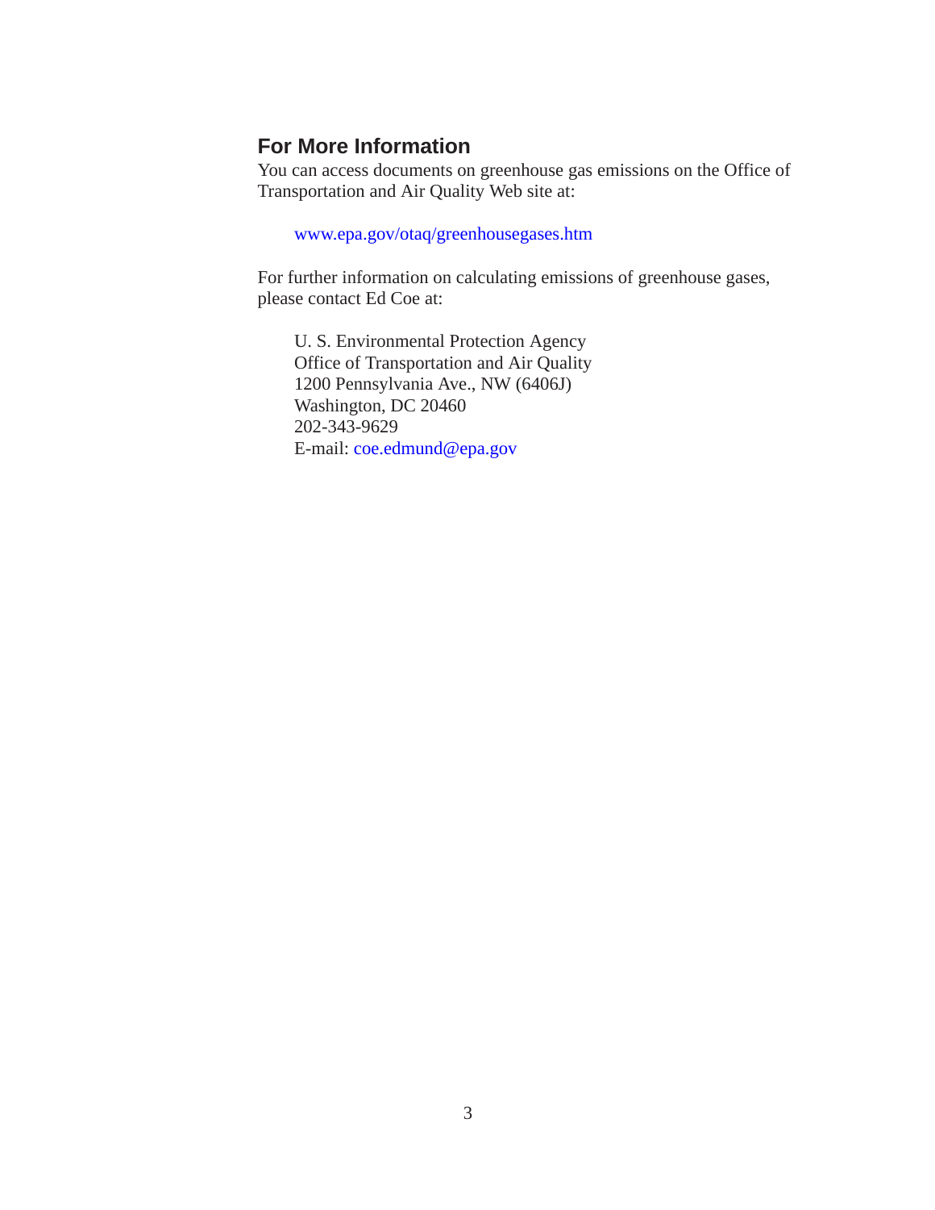## For More Information

You can access documents on greenhouse gas emissions on the Office of Transportation and Air Quality Web site at:

www.epa.gov/otaq/greenhousegases.htm

For further information on calculating emissions of greenhouse gases, please contact Ed Coe at:

U. S. Environmental Protection Agency
Office of Transportation and Air Quality
1200 Pennsylvania Ave., NW (6406J)
Washington, DC 20460
202-343-9629
E-mail: coe.edmund@epa.gov